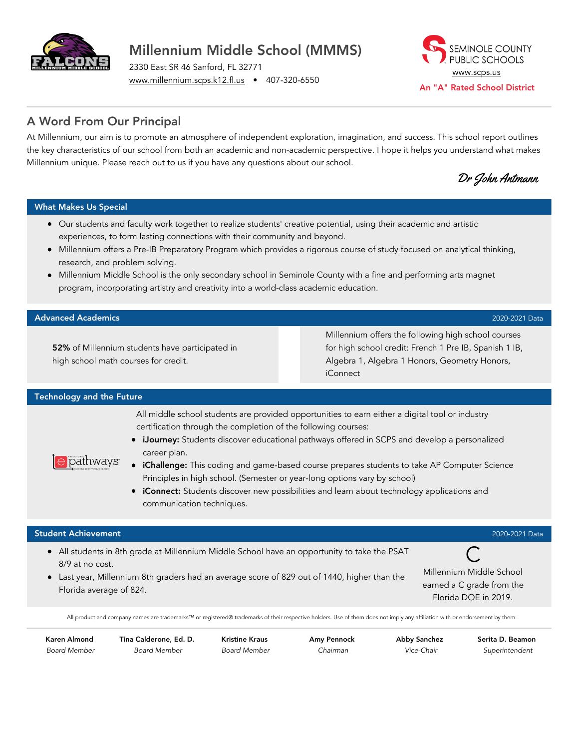# Millennium Middle School (MMMS)

2330 East SR 46 Sanford, FL 32771
www.millennium.scps.k12.fl.us • 407-320-6550

SEMINOLE COUNTY PUBLIC SCHOOLS
www.scps.us
An "A" Rated School District

## A Word From Our Principal

At Millennium, our aim is to promote an atmosphere of independent exploration, imagination, and success. This school report outlines the key characteristics of our school from both an academic and non-academic perspective. I hope it helps you understand what makes Millennium unique. Please reach out to us if you have any questions about our school.

*Dr John Antmann*

## What Makes Us Special

- Our students and faculty work together to realize students' creative potential, using their academic and artistic experiences, to form lasting connections with their community and beyond.
- Millennium offers a Pre-IB Preparatory Program which provides a rigorous course of study focused on analytical thinking, research, and problem solving.
- Millennium Middle School is the only secondary school in Seminole County with a fine and performing arts magnet program, incorporating artistry and creativity into a world-class academic education.

## Advanced Academics

2020-2021 Data

**52%** of Millennium students have participated in high school math courses for credit.

Millennium offers the following high school courses for high school credit: French 1 Pre IB, Spanish 1 IB, Algebra 1, Algebra 1 Honors, Geometry Honors, iConnect

## Technology and the Future

All middle school students are provided opportunities to earn either a digital tool or industry certification through the completion of the following courses:

- **iJourney:** Students discover educational pathways offered in SCPS and develop a personalized career plan.
- **iChallenge:** This coding and game-based course prepares students to take AP Computer Science Principles in high school. (Semester or year-long options vary by school)
- **iConnect:** Students discover new possibilities and learn about technology applications and communication techniques.

## Student Achievement

2020-2021 Data

- All students in 8th grade at Millennium Middle School have an opportunity to take the PSAT 8/9 at no cost.
- Last year, Millennium 8th graders had an average score of 829 out of 1440, higher than the Florida average of 824.

C

Millennium Middle School earned a C grade from the Florida DOE in 2019.

All product and company names are trademarks™ or registered® trademarks of their respective holders. Use of them does not imply any affiliation with or endorsement by them.

| Karen Almond | Tina Calderone, Ed. D. | Kristine Kraus | Amy Pennock | Abby Sanchez | Serita D. Beamon |
|---|---|---|---|---|---|
| *Board Member* | *Board Member* | *Board Member* | *Chairman* | *Vice-Chair* | *Superintendent* |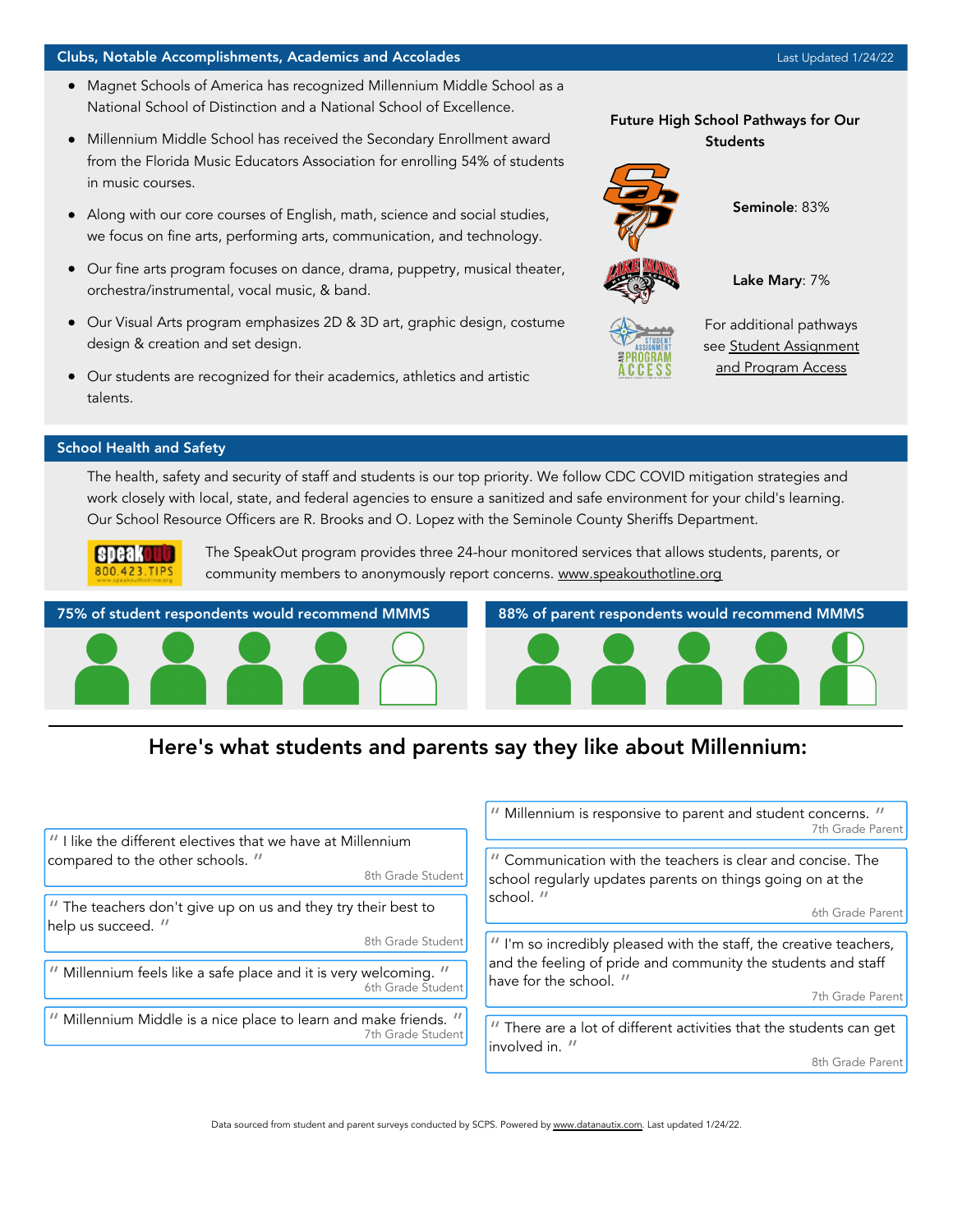## Clubs, Notable Accomplishments, Academics and Accolades

Last Updated 1/24/22

- Magnet Schools of America has recognized Millennium Middle School as a National School of Distinction and a National School of Excellence.
- Millennium Middle School has received the Secondary Enrollment award from the Florida Music Educators Association for enrolling 54% of students in music courses.
- Along with our core courses of English, math, science and social studies, we focus on fine arts, performing arts, communication, and technology.
- Our fine arts program focuses on dance, drama, puppetry, musical theater, orchestra/instrumental, vocal music, & band.
- Our Visual Arts program emphasizes 2D & 3D art, graphic design, costume design & creation and set design.
- Our students are recognized for their academics, athletics and artistic talents.

### Future High School Pathways for Our Students

**Seminole**: 83%

**Lake Mary**: 7%

For additional pathways see Student Assignment and Program Access

## School Health and Safety

The health, safety and security of staff and students is our top priority. We follow CDC COVID mitigation strategies and work closely with local, state, and federal agencies to ensure a sanitized and safe environment for your child's learning. Our School Resource Officers are R. Brooks and O. Lopez with the Seminole County Sheriffs Department.

speakout 800.423.TIPS

The SpeakOut program provides three 24-hour monitored services that allows students, parents, or community members to anonymously report concerns. www.speakouthotline.org

**75% of student respondents would recommend MMMS**

**88% of parent respondents would recommend MMMS**

## Here's what students and parents say they like about Millennium:

" I like the different electives that we have at Millennium compared to the other schools. "
8th Grade Student

" The teachers don't give up on us and they try their best to help us succeed. "
8th Grade Student

" Millennium feels like a safe place and it is very welcoming. "
6th Grade Student

" Millennium Middle is a nice place to learn and make friends. "
7th Grade Student

" Millennium is responsive to parent and student concerns. "
7th Grade Parent

" Communication with the teachers is clear and concise. The school regularly updates parents on things going on at the school. "
6th Grade Parent

" I'm so incredibly pleased with the staff, the creative teachers, and the feeling of pride and community the students and staff have for the school. "
7th Grade Parent

" There are a lot of different activities that the students can get involved in. "
8th Grade Parent

Data sourced from student and parent surveys conducted by SCPS. Powered by www.datanautix.com. Last updated 1/24/22.